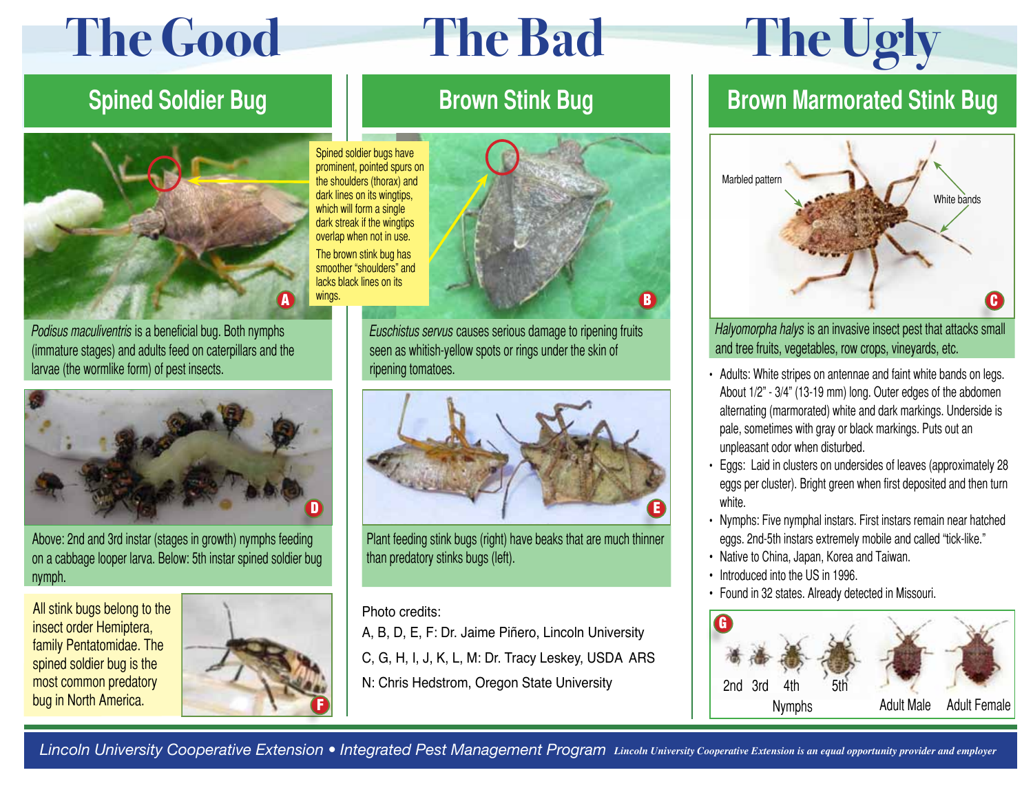# The Good

## Spined Soldier Bug

Spined soldier bugs have prominent, pointed spurs on the shoulders (thorax) and dark lines on its wingtips, which will form a single dark streak if the wingtips overlap when not in use.

The brown stink bug has smoother "shoulders" and lacks black lines on its wings.

*Podisus maculiventris* is a beneficial bug. Both nymphs (immature stages) and adults feed on caterpillars and the larvae (the wormlike form) of pest insects.

Above: 2nd and 3rd instar (stages in growth) nymphs feeding on a cabbage looper larva. Below: 5th instar spined soldier bug nymph.

All stink bugs belong to the insect order Hemiptera, family Pentatomidae. The spined soldier bug is the most common predatory bug in North America.

# The Bad

## Brown Stink Bug

*Euschistus servus* causes serious damage to ripening fruits seen as whitish-yellow spots or rings under the skin of ripening tomatoes.

Plant feeding stink bugs (right) have beaks that are much thinner than predatory stinks bugs (left).

Photo credits:

A, B, D, E, F: Dr. Jaime Piñero, Lincoln University

C, G, H, I, J, K, L, M: Dr. Tracy Leskey, USDA ARS

N: Chris Hedstrom, Oregon State University

# The Ugly

## Brown Marmorated Stink Bug

Marbled pattern

White bands

*Halyomorpha halys* is an invasive insect pest that attacks small and tree fruits, vegetables, row crops, vineyards, etc.

- Adults: White stripes on antennae and faint white bands on legs. About 1/2" - 3/4" (13-19 mm) long. Outer edges of the abdomen alternating (marmorated) white and dark markings. Underside is pale, sometimes with gray or black markings. Puts out an unpleasant odor when disturbed.
- Eggs: Laid in clusters on undersides of leaves (approximately 28 eggs per cluster). Bright green when first deposited and then turn white.
- Nymphs: Five nymphal instars. First instars remain near hatched eggs. 2nd-5th instars extremely mobile and called "tick-like."
- Native to China, Japan, Korea and Taiwan.
- Introduced into the US in 1996.
- Found in 32 states. Already detected in Missouri.

2nd 3rd 4th 5th — Nymphs; Adult Male; Adult Female

*Lincoln University Cooperative Extension • Integrated Pest Management Program* *Lincoln University Cooperative Extension is an equal opportunity provider and employer*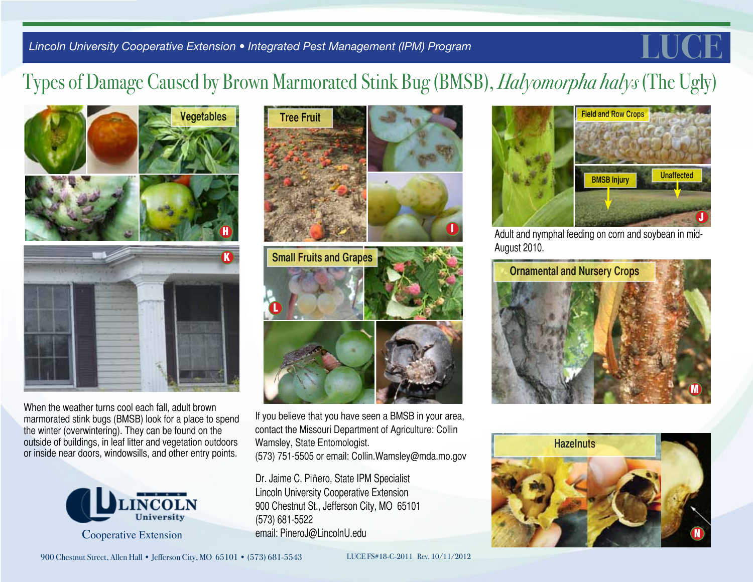Lincoln University Cooperative Extension • Integrated Pest Management (IPM) Program

# Types of Damage Caused by Brown Marmorated Stink Bug (BMSB), *Halyomorpha halys* (The Ugly)

Vegetables

H

K

Tree Fruit

I

Small Fruits and Grapes

L

Field and Row Crops

BMSB Injury

Unaffected

J

Adult and nymphal feeding on corn and soybean in mid-August 2010.

Ornamental and Nursery Crops

M

Hazelnuts

N

When the weather turns cool each fall, adult brown marmorated stink bugs (BMSB) look for a place to spend the winter (overwintering). They can be found on the outside of buildings, in leaf litter and vegetation outdoors or inside near doors, windowsills, and other entry points.

If you believe that you have seen a BMSB in your area, contact the Missouri Department of Agriculture: Collin Wamsley, State Entomologist.
(573) 751-5505 or email: Collin.Wamsley@mda.mo.gov

Dr. Jaime C. Piñero, State IPM Specialist
Lincoln University Cooperative Extension
900 Chestnut St., Jefferson City, MO 65101
(573) 681-5522
email: PineroJ@LincolnU.edu

Lincoln University Cooperative Extension

900 Chestnut Street, Allen Hall • Jefferson City, MO 65101 • (573) 681-5543

LUCE FS#18-C-2011 Rev. 10/11/2012